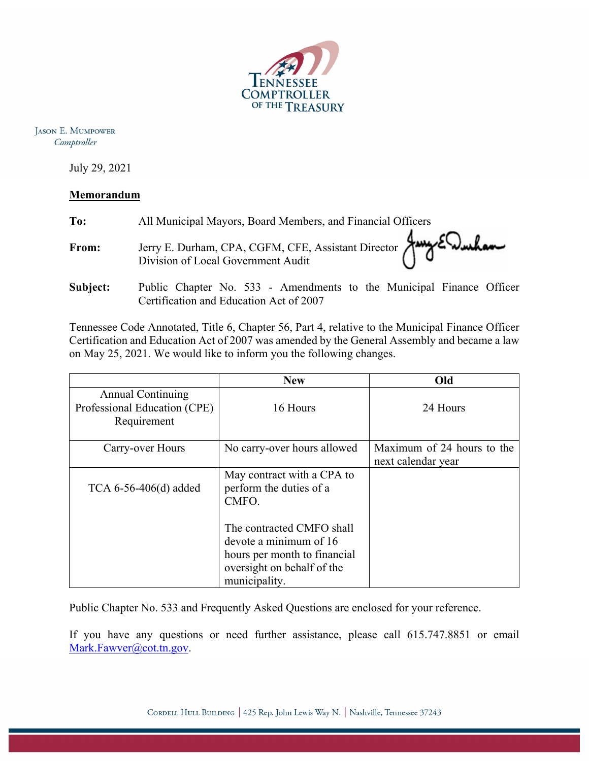TENNESSEE COMPTROLLER OF THE TREASURY

JASON E. MUMPOWER
*Comptroller*

July 29, 2021

**Memorandum**

**To:** All Municipal Mayors, Board Members, and Financial Officers

**From:** Jerry E. Durham, CPA, CGFM, CFE, Assistant Director
Division of Local Government Audit

**Subject:** Public Chapter No. 533 - Amendments to the Municipal Finance Officer Certification and Education Act of 2007

Tennessee Code Annotated, Title 6, Chapter 56, Part 4, relative to the Municipal Finance Officer Certification and Education Act of 2007 was amended by the General Assembly and became a law on May 25, 2021. We would like to inform you the following changes.

| | New | Old |
|---|---|---|
| Annual Continuing Professional Education (CPE) Requirement | 16 Hours | 24 Hours |
| Carry-over Hours | No carry-over hours allowed | Maximum of 24 hours to the next calendar year |
| TCA 6-56-406(d) added | May contract with a CPA to perform the duties of a CMFO.<br><br>The contracted CMFO shall devote a minimum of 16 hours per month to financial oversight on behalf of the municipality. | |

Public Chapter No. 533 and Frequently Asked Questions are enclosed for your reference.

If you have any questions or need further assistance, please call 615.747.8851 or email Mark.Fawver@cot.tn.gov.

CORDELL HULL BUILDING | 425 Rep. John Lewis Way N. | Nashville, Tennessee 37243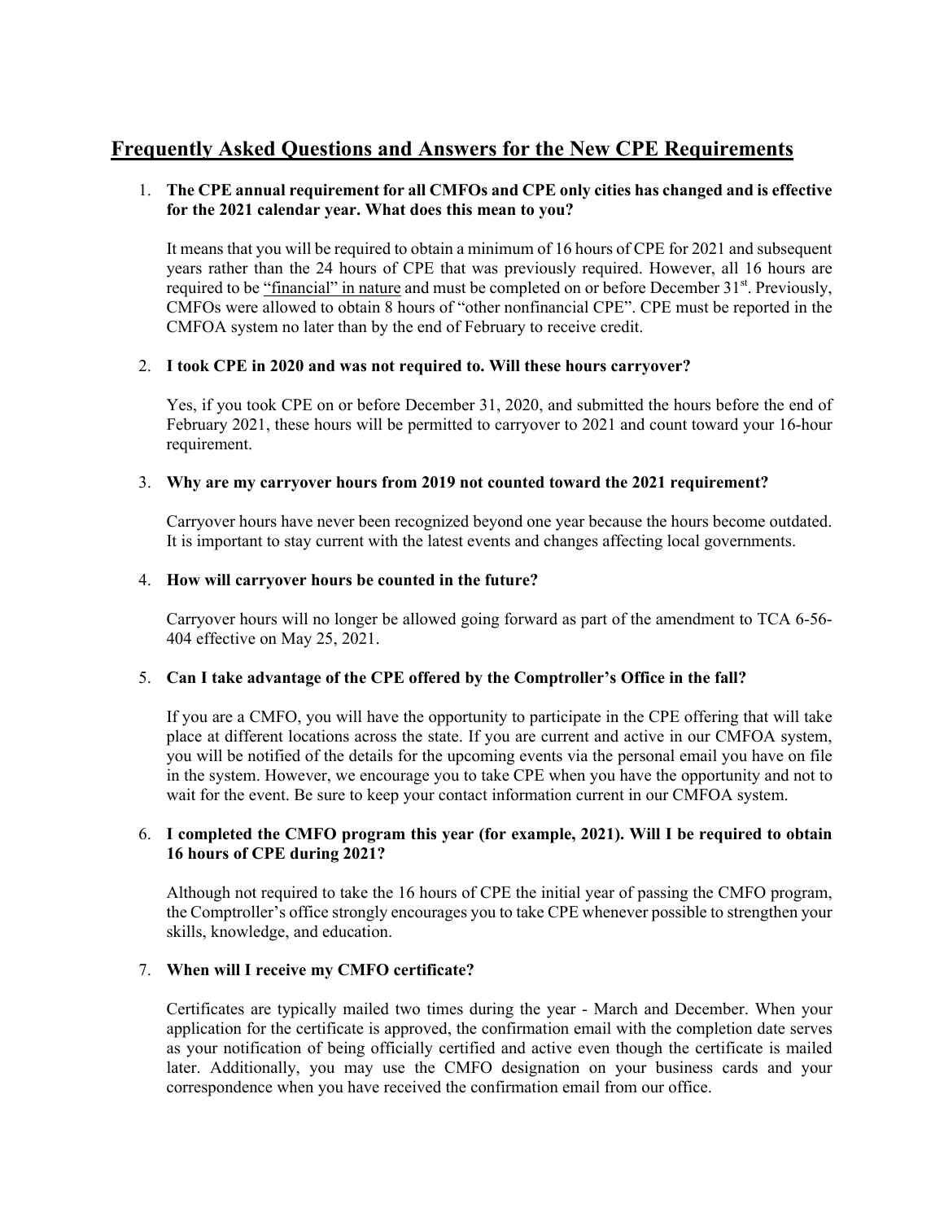## Frequently Asked Questions and Answers for the New CPE Requirements

1. **The CPE annual requirement for all CMFOs and CPE only cities has changed and is effective for the 2021 calendar year. What does this mean to you?**

   It means that you will be required to obtain a minimum of 16 hours of CPE for 2021 and subsequent years rather than the 24 hours of CPE that was previously required. However, all 16 hours are required to be "financial" in nature and must be completed on or before December 31st. Previously, CMFOs were allowed to obtain 8 hours of "other nonfinancial CPE". CPE must be reported in the CMFOA system no later than by the end of February to receive credit.

2. **I took CPE in 2020 and was not required to. Will these hours carryover?**

   Yes, if you took CPE on or before December 31, 2020, and submitted the hours before the end of February 2021, these hours will be permitted to carryover to 2021 and count toward your 16-hour requirement.

3. **Why are my carryover hours from 2019 not counted toward the 2021 requirement?**

   Carryover hours have never been recognized beyond one year because the hours become outdated. It is important to stay current with the latest events and changes affecting local governments.

4. **How will carryover hours be counted in the future?**

   Carryover hours will no longer be allowed going forward as part of the amendment to TCA 6-56-404 effective on May 25, 2021.

5. **Can I take advantage of the CPE offered by the Comptroller's Office in the fall?**

   If you are a CMFO, you will have the opportunity to participate in the CPE offering that will take place at different locations across the state. If you are current and active in our CMFOA system, you will be notified of the details for the upcoming events via the personal email you have on file in the system. However, we encourage you to take CPE when you have the opportunity and not to wait for the event. Be sure to keep your contact information current in our CMFOA system.

6. **I completed the CMFO program this year (for example, 2021). Will I be required to obtain 16 hours of CPE during 2021?**

   Although not required to take the 16 hours of CPE the initial year of passing the CMFO program, the Comptroller's office strongly encourages you to take CPE whenever possible to strengthen your skills, knowledge, and education.

7. **When will I receive my CMFO certificate?**

   Certificates are typically mailed two times during the year - March and December. When your application for the certificate is approved, the confirmation email with the completion date serves as your notification of being officially certified and active even though the certificate is mailed later. Additionally, you may use the CMFO designation on your business cards and your correspondence when you have received the confirmation email from our office.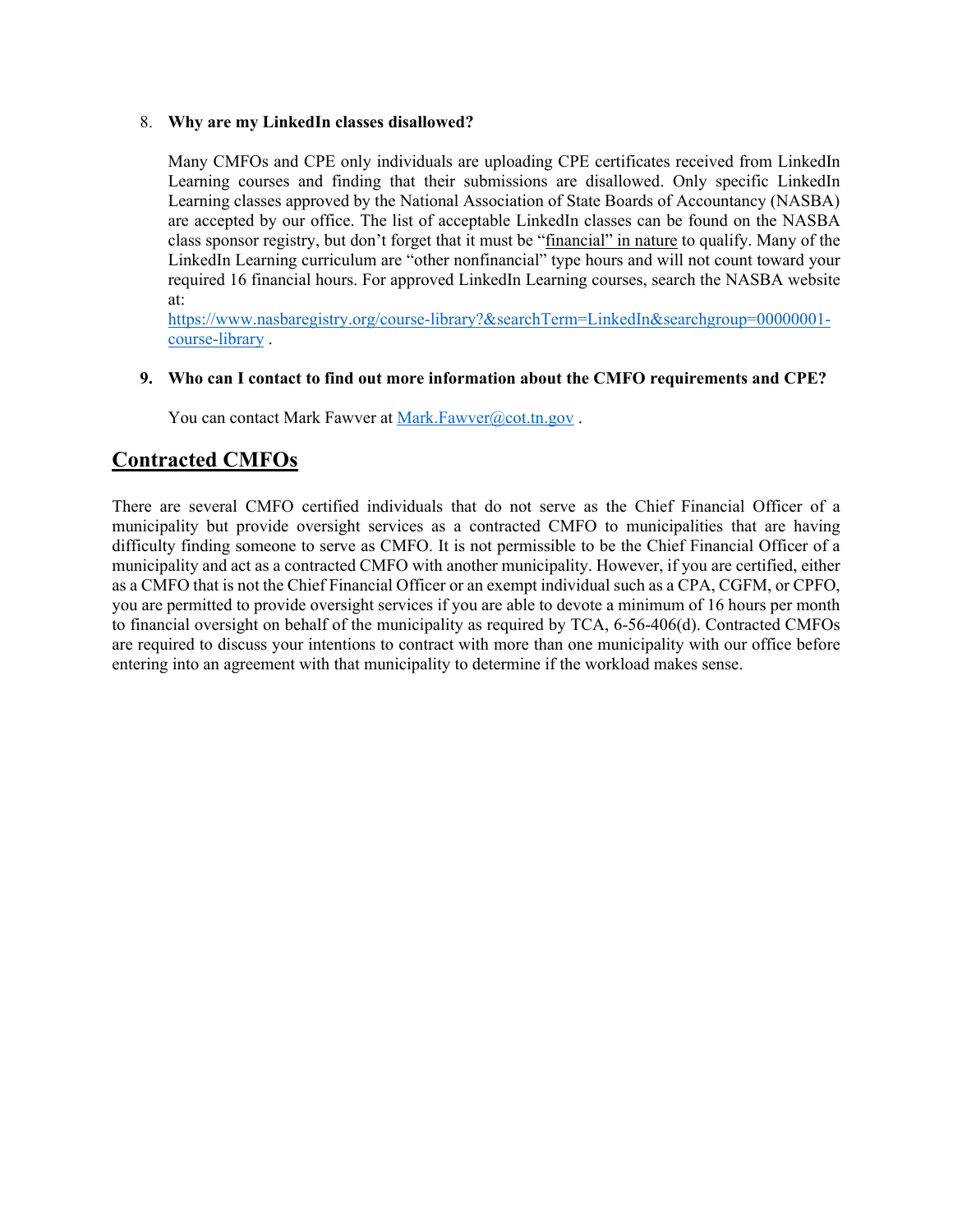8. **Why are my LinkedIn classes disallowed?**

   Many CMFOs and CPE only individuals are uploading CPE certificates received from LinkedIn Learning courses and finding that their submissions are disallowed. Only specific LinkedIn Learning classes approved by the National Association of State Boards of Accountancy (NASBA) are accepted by our office. The list of acceptable LinkedIn classes can be found on the NASBA class sponsor registry, but don't forget that it must be "financial" in nature to qualify. Many of the LinkedIn Learning curriculum are "other nonfinancial" type hours and will not count toward your required 16 financial hours. For approved LinkedIn Learning courses, search the NASBA website at:
   https://www.nasbaregistry.org/course-library?&searchTerm=LinkedIn&searchgroup=00000001-course-library .

9. **Who can I contact to find out more information about the CMFO requirements and CPE?**

   You can contact Mark Fawver at Mark.Fawver@cot.tn.gov .

## Contracted CMFOs

There are several CMFO certified individuals that do not serve as the Chief Financial Officer of a municipality but provide oversight services as a contracted CMFO to municipalities that are having difficulty finding someone to serve as CMFO. It is not permissible to be the Chief Financial Officer of a municipality and act as a contracted CMFO with another municipality. However, if you are certified, either as a CMFO that is not the Chief Financial Officer or an exempt individual such as a CPA, CGFM, or CPFO, you are permitted to provide oversight services if you are able to devote a minimum of 16 hours per month to financial oversight on behalf of the municipality as required by TCA, 6-56-406(d). Contracted CMFOs are required to discuss your intentions to contract with more than one municipality with our office before entering into an agreement with that municipality to determine if the workload makes sense.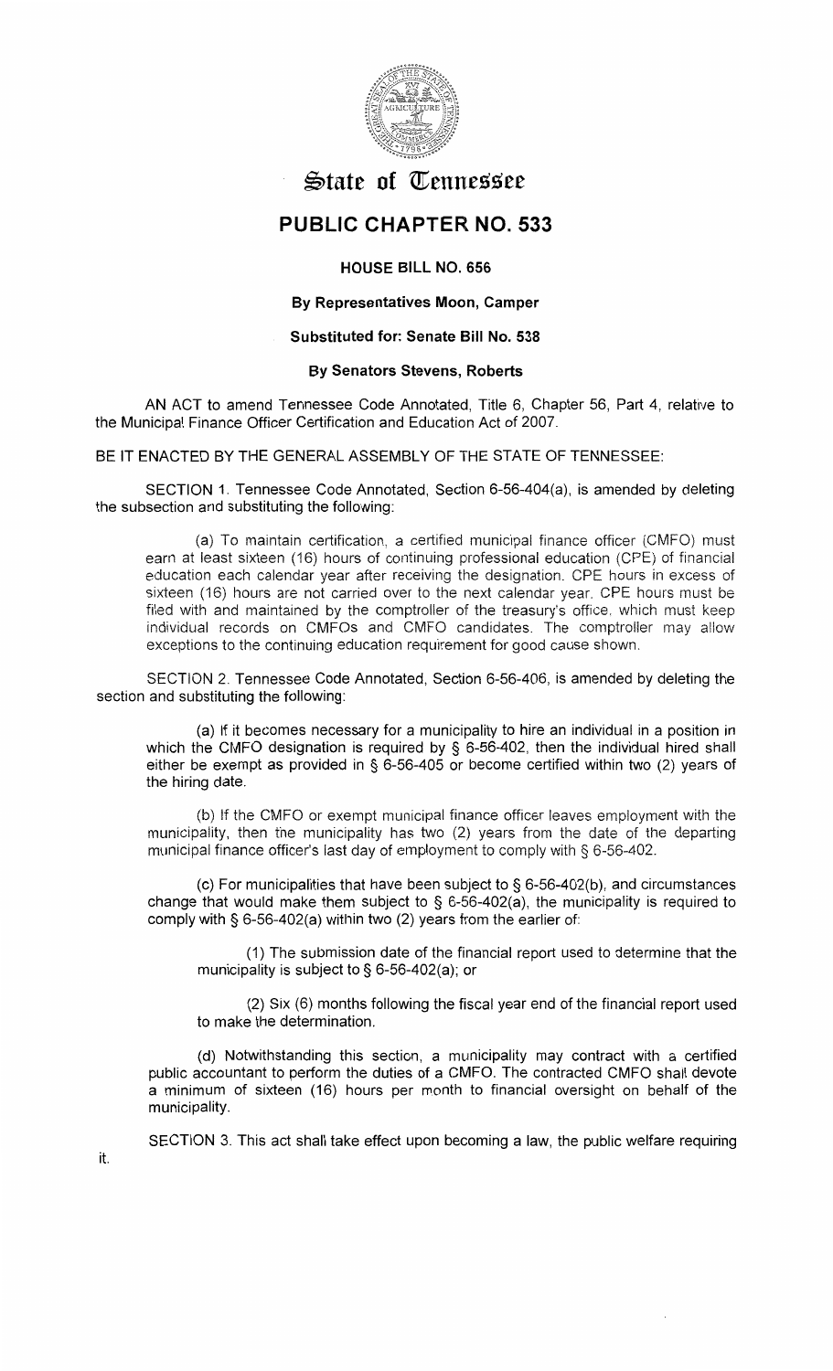# State of Tennessee

## PUBLIC CHAPTER NO. 533

### HOUSE BILL NO. 656

**By Representatives Moon, Camper**

**Substituted for: Senate Bill No. 538**

**By Senators Stevens, Roberts**

AN ACT to amend Tennessee Code Annotated, Title 6, Chapter 56, Part 4, relative to the Municipal Finance Officer Certification and Education Act of 2007.

BE IT ENACTED BY THE GENERAL ASSEMBLY OF THE STATE OF TENNESSEE:

SECTION 1. Tennessee Code Annotated, Section 6-56-404(a), is amended by deleting the subsection and substituting the following:

(a) To maintain certification, a certified municipal finance officer (CMFO) must earn at least sixteen (16) hours of continuing professional education (CPE) of financial education each calendar year after receiving the designation. CPE hours in excess of sixteen (16) hours are not carried over to the next calendar year. CPE hours must be filed with and maintained by the comptroller of the treasury's office, which must keep individual records on CMFOs and CMFO candidates. The comptroller may allow exceptions to the continuing education requirement for good cause shown.

SECTION 2. Tennessee Code Annotated, Section 6-56-406, is amended by deleting the section and substituting the following:

(a) If it becomes necessary for a municipality to hire an individual in a position in which the CMFO designation is required by § 6-56-402, then the individual hired shall either be exempt as provided in § 6-56-405 or become certified within two (2) years of the hiring date.

(b) If the CMFO or exempt municipal finance officer leaves employment with the municipality, then the municipality has two (2) years from the date of the departing municipal finance officer's last day of employment to comply with § 6-56-402.

(c) For municipalities that have been subject to § 6-56-402(b), and circumstances change that would make them subject to § 6-56-402(a), the municipality is required to comply with § 6-56-402(a) within two (2) years from the earlier of:

(1) The submission date of the financial report used to determine that the municipality is subject to § 6-56-402(a); or

(2) Six (6) months following the fiscal year end of the financial report used to make the determination.

(d) Notwithstanding this section, a municipality may contract with a certified public accountant to perform the duties of a CMFO. The contracted CMFO shall devote a minimum of sixteen (16) hours per month to financial oversight on behalf of the municipality.

SECTION 3. This act shall take effect upon becoming a law, the public welfare requiring it.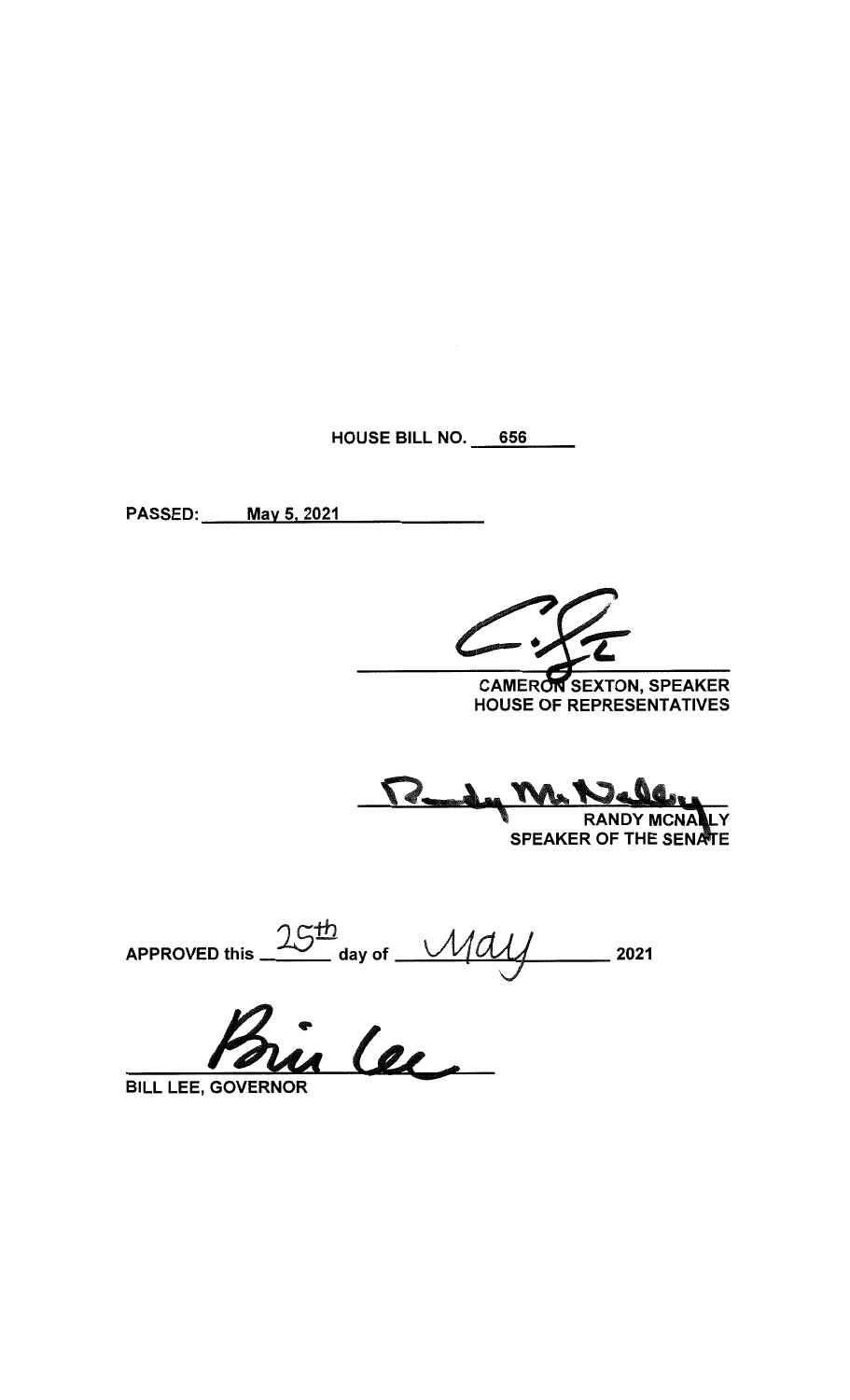**HOUSE BILL NO. 656**

**PASSED: May 5, 2021**

**CAMERON SEXTON, SPEAKER**
**HOUSE OF REPRESENTATIVES**

**RANDY MCNALLY**
**SPEAKER OF THE SENATE**

**APPROVED this** 25th **day of** May **2021**

**BILL LEE, GOVERNOR**